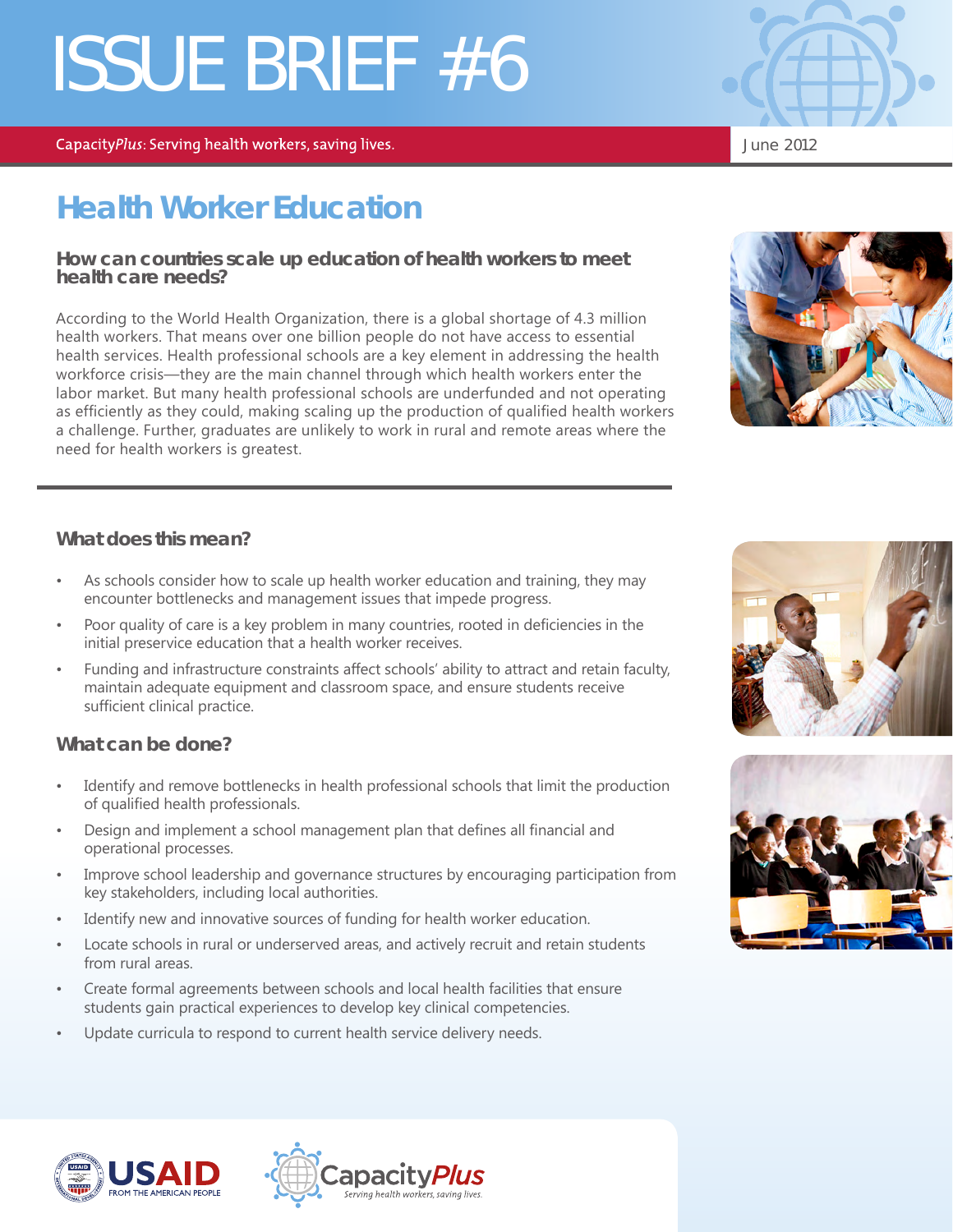# ISSUE BRIEF #6

Capacity*Plus*: Serving health workers, saving lives.

June 2012

## Health Worker Education

### How can countries scale up education of health workers to meet health care needs?

According to the World Health Organization, there is a global shortage of 4.3 million health workers. That means over one billion people do not have access to essential health services. Health professional schools are a key element in addressing the health workforce crisis—they are the main channel through which health workers enter the labor market. But many health professional schools are underfunded and not operating as efficiently as they could, making scaling up the production of qualified health workers a challenge. Further, graduates are unlikely to work in rural and remote areas where the need for health workers is greatest.

### What does this mean?

- As schools consider how to scale up health worker education and training, they may encounter bottlenecks and management issues that impede progress.
- Poor quality of care is a key problem in many countries, rooted in deficiencies in the initial preservice education that a health worker receives.
- Funding and infrastructure constraints affect schools' ability to attract and retain faculty, maintain adequate equipment and classroom space, and ensure students receive sufficient clinical practice.

### What can be done?

- Identify and remove bottlenecks in health professional schools that limit the production of qualified health professionals.
- Design and implement a school management plan that defines all financial and operational processes.
- Improve school leadership and governance structures by encouraging participation from key stakeholders, including local authorities.
- Identify new and innovative sources of funding for health worker education.
- Locate schools in rural or underserved areas, and actively recruit and retain students from rural areas.
- Create formal agreements between schools and local health facilities that ensure students gain practical experiences to develop key clinical competencies.
- Update curricula to respond to current health service delivery needs.

USAID FROM THE AMERICAN PEOPLE

Capacity*Plus* — *Serving health workers, saving lives.*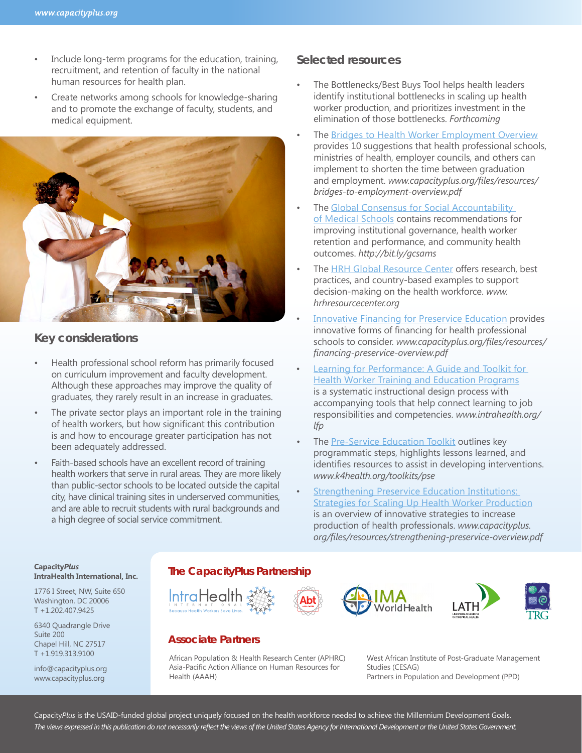- Include long-term programs for the education, training, recruitment, and retention of faculty in the national human resources for health plan.
- Create networks among schools for knowledge-sharing and to promote the exchange of faculty, students, and medical equipment.

## Key considerations

- Health professional school reform has primarily focused on curriculum improvement and faculty development. Although these approaches may improve the quality of graduates, they rarely result in an increase in graduates.
- The private sector plays an important role in the training of health workers, but how significant this contribution is and how to encourage greater participation has not been adequately addressed.
- Faith-based schools have an excellent record of training health workers that serve in rural areas. They are more likely than public-sector schools to be located outside the capital city, have clinical training sites in underserved communities, and are able to recruit students with rural backgrounds and a high degree of social service commitment.

## Selected resources

- The Bottlenecks/Best Buys Tool helps health leaders identify institutional bottlenecks in scaling up health worker production, and prioritizes investment in the elimination of those bottlenecks. *Forthcoming*
- The Bridges to Health Worker Employment Overview provides 10 suggestions that health professional schools, ministries of health, employer councils, and others can implement to shorten the time between graduation and employment. *www.capacityplus.org/files/resources/bridges-to-employment-overview.pdf*
- The Global Consensus for Social Accountability of Medical Schools contains recommendations for improving institutional governance, health worker retention and performance, and community health outcomes. *http://bit.ly/gcsams*
- The HRH Global Resource Center offers research, best practices, and country-based examples to support decision-making on the health workforce. *www.hrhresourcecenter.org*
- Innovative Financing for Preservice Education provides innovative forms of financing for health professional schools to consider. *www.capacityplus.org/files/resources/financing-preservice-overview.pdf*
- Learning for Performance: A Guide and Toolkit for Health Worker Training and Education Programs is a systematic instructional design process with accompanying tools that help connect learning to job responsibilities and competencies. *www.intrahealth.org/lfp*
- The Pre-Service Education Toolkit outlines key programmatic steps, highlights lessons learned, and identifies resources to assist in developing interventions. *www.k4health.org/toolkits/pse*
- Strengthening Preservice Education Institutions: Strategies for Scaling Up Health Worker Production is an overview of innovative strategies to increase production of health professionals. *www.capacityplus.org/files/resources/strengthening-preservice-overview.pdf*

**Capacity*Plus***
**IntraHealth International, Inc.**

1776 I Street, NW, Suite 650
Washington, DC 20006
T +1.202.407.9425

6340 Quadrangle Drive
Suite 200
Chapel Hill, NC 27517
T +1.919.313.9100

info@capacityplus.org
www.capacityplus.org

### The CapacityPlus Partnership

IntraHealth International — Abt Associates — IMA WorldHealth — LATH — TRG

### Associate Partners

African Population & Health Research Center (APHRC)
Asia-Pacific Action Alliance on Human Resources for Health (AAAH)
West African Institute of Post-Graduate Management Studies (CESAG)
Partners in Population and Development (PPD)

Capacity*Plus* is the USAID-funded global project uniquely focused on the health workforce needed to achieve the Millennium Development Goals.

*The views expressed in this publication do not necessarily reflect the views of the United States Agency for International Development or the United States Government.*